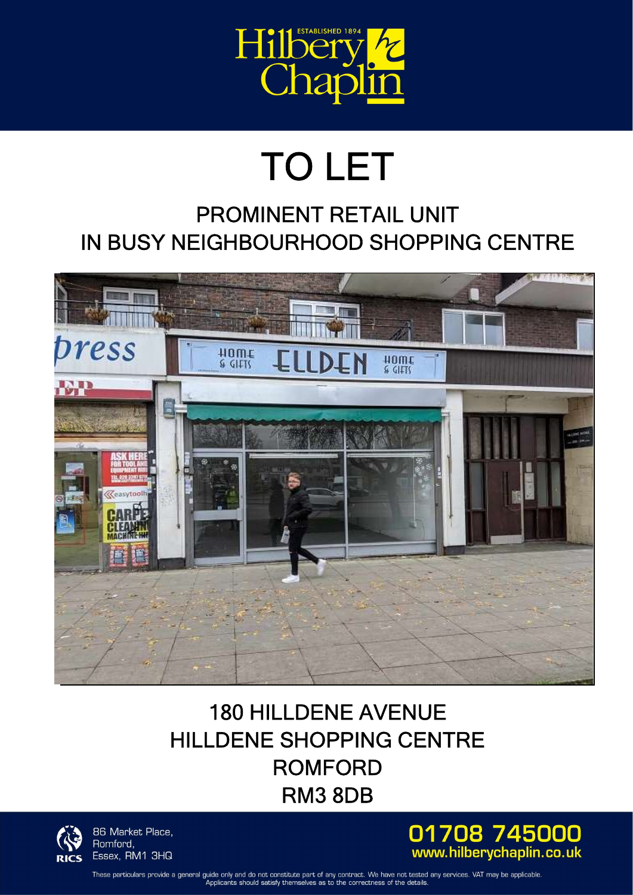Hilbery Chaplin
ESTABLISHED 1894

# TO LET

## PROMINENT RETAIL UNIT
## IN BUSY NEIGHBOURHOOD SHOPPING CENTRE

## 180 HILLDENE AVENUE
## HILLDENE SHOPPING CENTRE
## ROMFORD
## RM3 8DB

86 Market Place,
Romford,
Essex, RM1 3HQ

**01708 745000**
**www.hilberychaplin.co.uk**

These particulars provide a general guide only and do not constitute part of any contract. We have not tested any services. VAT may be applicable. Applicants should satisfy themselves as to the correctness of the details.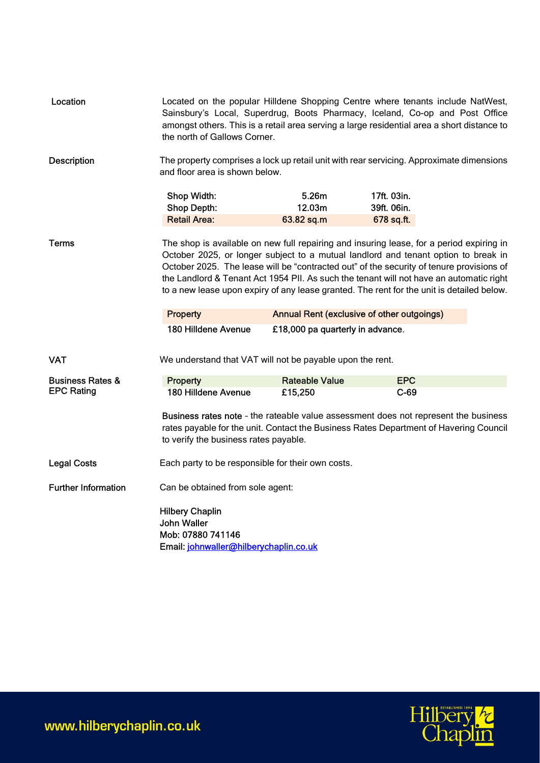## Location

Located on the popular Hilldene Shopping Centre where tenants include NatWest, Sainsbury's Local, Superdrug, Boots Pharmacy, Iceland, Co-op and Post Office amongst others. This is a retail area serving a large residential area a short distance to the north of Gallows Corner.

## Description

The property comprises a lock up retail unit with rear servicing. Approximate dimensions and floor area is shown below.

| | | |
|---|---|---|
| Shop Width: | 5.26m | 17ft. 03in. |
| Shop Depth: | 12.03m | 39ft. 06in. |
| Retail Area: | 63.82 sq.m | 678 sq.ft. |

## Terms

The shop is available on new full repairing and insuring lease, for a period expiring in October 2025, or longer subject to a mutual landlord and tenant option to break in October 2025. The lease will be "contracted out" of the security of tenure provisions of the Landlord & Tenant Act 1954 PII. As such the tenant will not have an automatic right to a new lease upon expiry of any lease granted. The rent for the unit is detailed below.

| Property | Annual Rent (exclusive of other outgoings) |
|---|---|
| 180 Hilldene Avenue | £18,000 pa quarterly in advance. |

## VAT

We understand that VAT will not be payable upon the rent.

## Business Rates & EPC Rating

| Property | Rateable Value | EPC |
|---|---|---|
| 180 Hilldene Avenue | £15,250 | C-69 |

**Business rates note** - the rateable value assessment does not represent the business rates payable for the unit. Contact the Business Rates Department of Havering Council to verify the business rates payable.

## Legal Costs

Each party to be responsible for their own costs.

## Further Information

Can be obtained from sole agent:

Hilbery Chaplin
John Waller
Mob: 07880 741146
Email: johnwaller@hilberychaplin.co.uk

www.hilberychaplin.co.uk